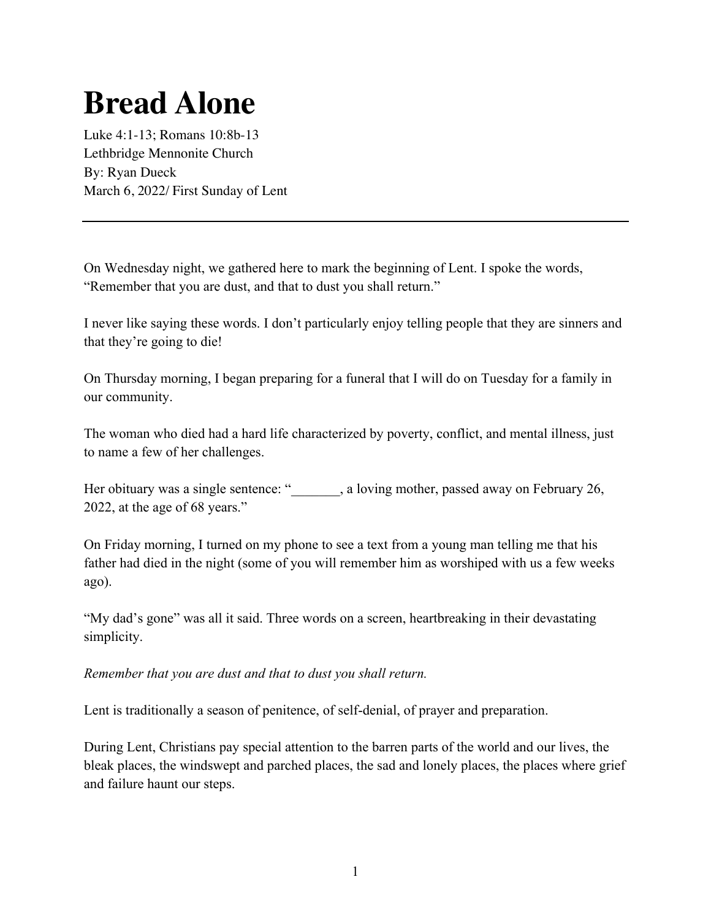# Bread Alone

Luke 4:1-13; Romans 10:8b-13
Lethbridge Mennonite Church
By: Ryan Dueck
March 6, 2022/ First Sunday of Lent

---

On Wednesday night, we gathered here to mark the beginning of Lent. I spoke the words, "Remember that you are dust, and that to dust you shall return."

I never like saying these words. I don't particularly enjoy telling people that they are sinners and that they're going to die!

On Thursday morning, I began preparing for a funeral that I will do on Tuesday for a family in our community.

The woman who died had a hard life characterized by poverty, conflict, and mental illness, just to name a few of her challenges.

Her obituary was a single sentence: "_______, a loving mother, passed away on February 26, 2022, at the age of 68 years."

On Friday morning, I turned on my phone to see a text from a young man telling me that his father had died in the night (some of you will remember him as worshiped with us a few weeks ago).

"My dad's gone" was all it said. Three words on a screen, heartbreaking in their devastating simplicity.

*Remember that you are dust and that to dust you shall return.*

Lent is traditionally a season of penitence, of self-denial, of prayer and preparation.

During Lent, Christians pay special attention to the barren parts of the world and our lives, the bleak places, the windswept and parched places, the sad and lonely places, the places where grief and failure haunt our steps.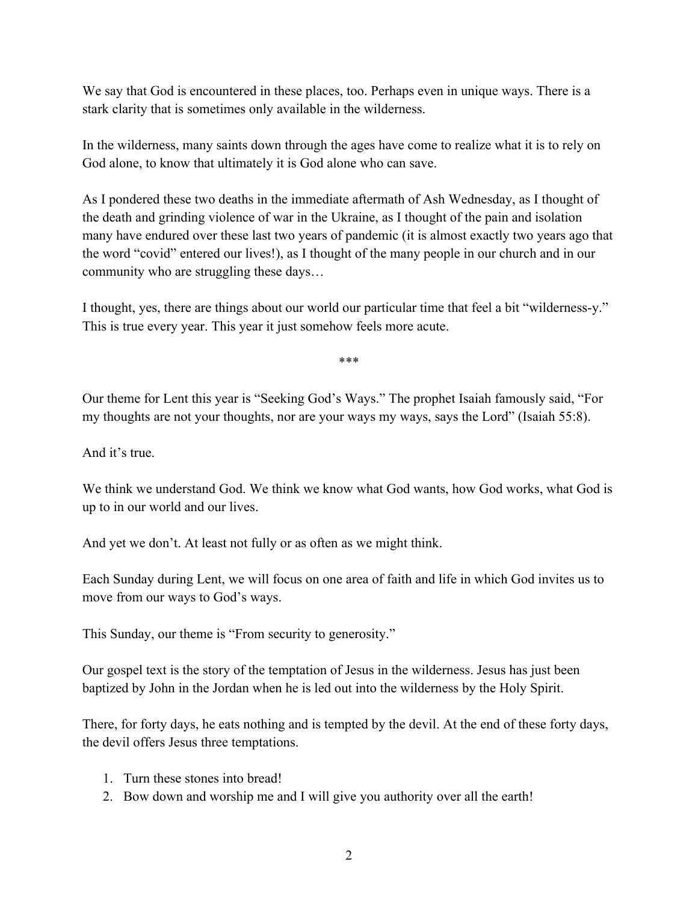We say that God is encountered in these places, too. Perhaps even in unique ways. There is a stark clarity that is sometimes only available in the wilderness.

In the wilderness, many saints down through the ages have come to realize what it is to rely on God alone, to know that ultimately it is God alone who can save.

As I pondered these two deaths in the immediate aftermath of Ash Wednesday, as I thought of the death and grinding violence of war in the Ukraine, as I thought of the pain and isolation many have endured over these last two years of pandemic (it is almost exactly two years ago that the word "covid" entered our lives!), as I thought of the many people in our church and in our community who are struggling these days…

I thought, yes, there are things about our world our particular time that feel a bit "wilderness-y." This is true every year. This year it just somehow feels more acute.

\*\*\*

Our theme for Lent this year is "Seeking God's Ways." The prophet Isaiah famously said, "For my thoughts are not your thoughts, nor are your ways my ways, says the Lord" (Isaiah 55:8).

And it's true.

We think we understand God. We think we know what God wants, how God works, what God is up to in our world and our lives.

And yet we don't. At least not fully or as often as we might think.

Each Sunday during Lent, we will focus on one area of faith and life in which God invites us to move from our ways to God's ways.

This Sunday, our theme is "From security to generosity."

Our gospel text is the story of the temptation of Jesus in the wilderness. Jesus has just been baptized by John in the Jordan when he is led out into the wilderness by the Holy Spirit.

There, for forty days, he eats nothing and is tempted by the devil. At the end of these forty days, the devil offers Jesus three temptations.

1. Turn these stones into bread!
2. Bow down and worship me and I will give you authority over all the earth!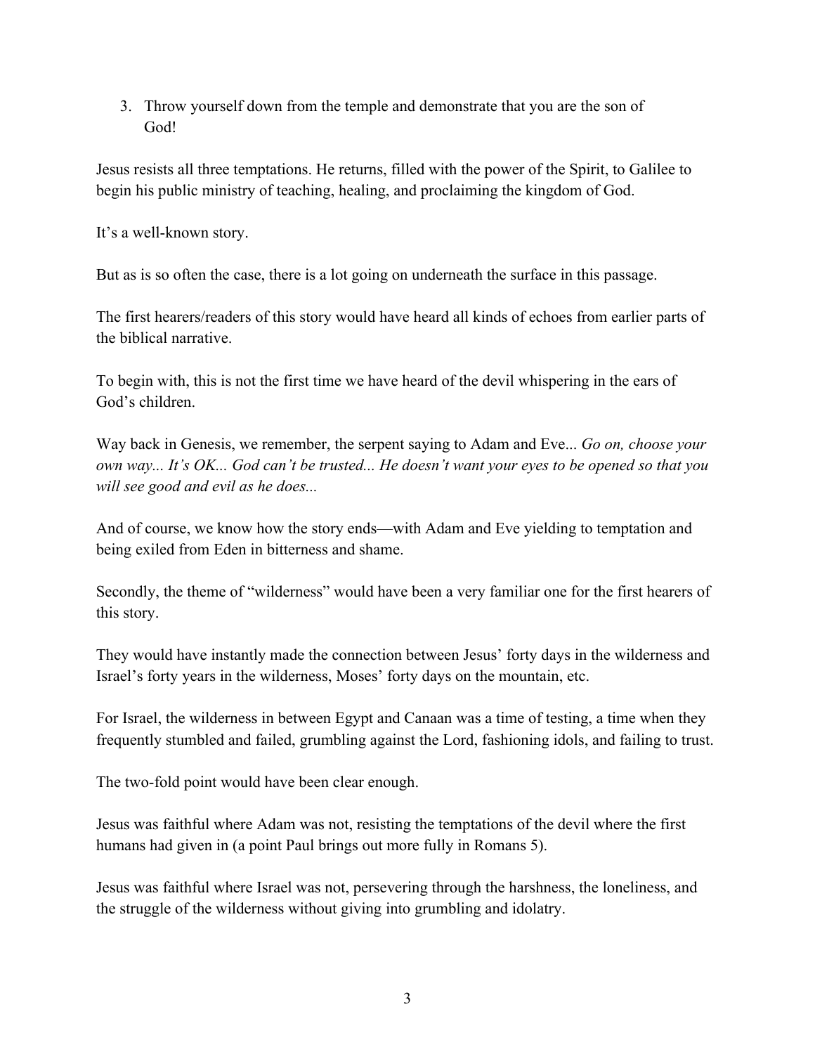3. Throw yourself down from the temple and demonstrate that you are the son of God!

Jesus resists all three temptations. He returns, filled with the power of the Spirit, to Galilee to begin his public ministry of teaching, healing, and proclaiming the kingdom of God.

It's a well-known story.

But as is so often the case, there is a lot going on underneath the surface in this passage.

The first hearers/readers of this story would have heard all kinds of echoes from earlier parts of the biblical narrative.

To begin with, this is not the first time we have heard of the devil whispering in the ears of God's children.

Way back in Genesis, we remember, the serpent saying to Adam and Eve... *Go on, choose your own way... It's OK... God can't be trusted... He doesn't want your eyes to be opened so that you will see good and evil as he does...*

And of course, we know how the story ends—with Adam and Eve yielding to temptation and being exiled from Eden in bitterness and shame.

Secondly, the theme of "wilderness" would have been a very familiar one for the first hearers of this story.

They would have instantly made the connection between Jesus' forty days in the wilderness and Israel's forty years in the wilderness, Moses' forty days on the mountain, etc.

For Israel, the wilderness in between Egypt and Canaan was a time of testing, a time when they frequently stumbled and failed, grumbling against the Lord, fashioning idols, and failing to trust.

The two-fold point would have been clear enough.

Jesus was faithful where Adam was not, resisting the temptations of the devil where the first humans had given in (a point Paul brings out more fully in Romans 5).

Jesus was faithful where Israel was not, persevering through the harshness, the loneliness, and the struggle of the wilderness without giving into grumbling and idolatry.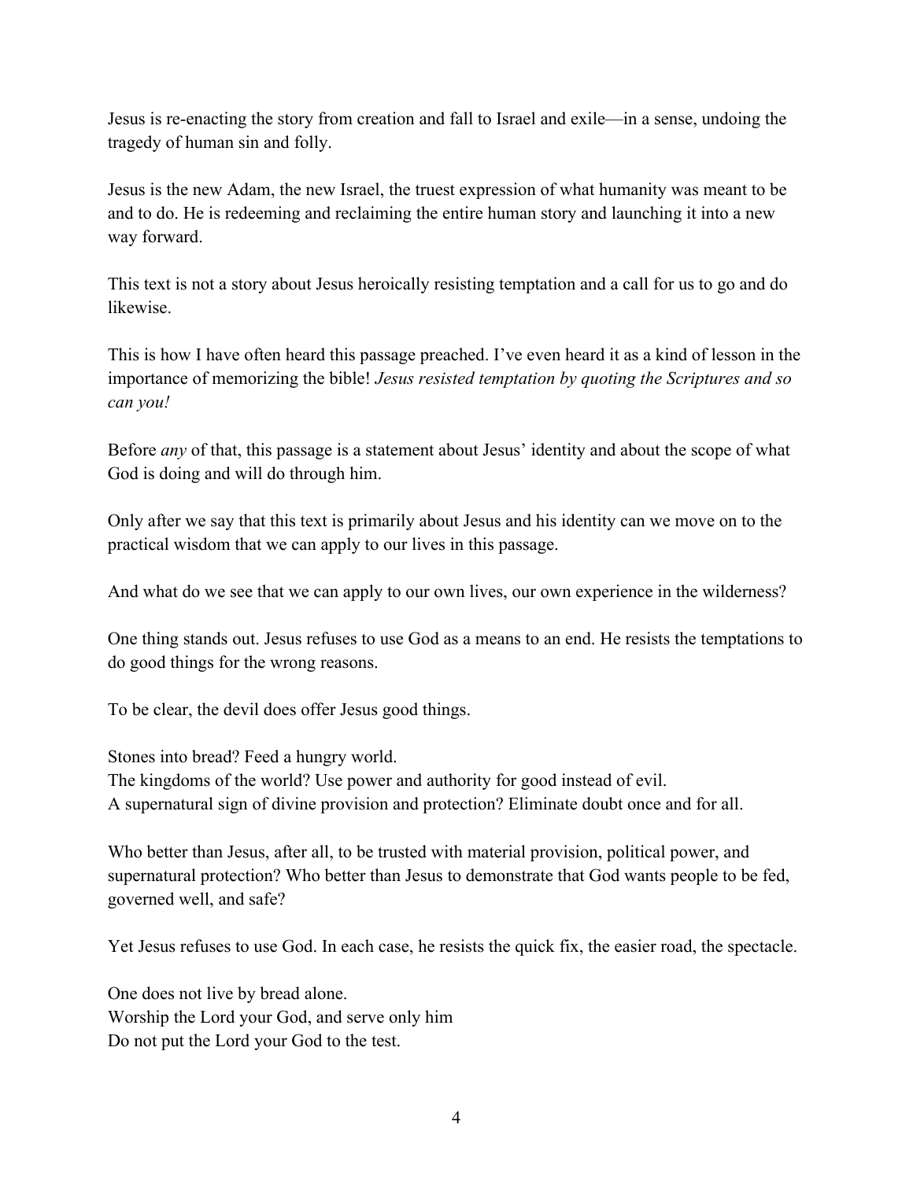Jesus is re-enacting the story from creation and fall to Israel and exile—in a sense, undoing the tragedy of human sin and folly.

Jesus is the new Adam, the new Israel, the truest expression of what humanity was meant to be and to do. He is redeeming and reclaiming the entire human story and launching it into a new way forward.

This text is not a story about Jesus heroically resisting temptation and a call for us to go and do likewise.

This is how I have often heard this passage preached. I've even heard it as a kind of lesson in the importance of memorizing the bible! *Jesus resisted temptation by quoting the Scriptures and so can you!*

Before *any* of that, this passage is a statement about Jesus' identity and about the scope of what God is doing and will do through him.

Only after we say that this text is primarily about Jesus and his identity can we move on to the practical wisdom that we can apply to our lives in this passage.

And what do we see that we can apply to our own lives, our own experience in the wilderness?

One thing stands out. Jesus refuses to use God as a means to an end. He resists the temptations to do good things for the wrong reasons.

To be clear, the devil does offer Jesus good things.

Stones into bread? Feed a hungry world.
The kingdoms of the world? Use power and authority for good instead of evil.
A supernatural sign of divine provision and protection? Eliminate doubt once and for all.

Who better than Jesus, after all, to be trusted with material provision, political power, and supernatural protection? Who better than Jesus to demonstrate that God wants people to be fed, governed well, and safe?

Yet Jesus refuses to use God. In each case, he resists the quick fix, the easier road, the spectacle.

One does not live by bread alone.
Worship the Lord your God, and serve only him
Do not put the Lord your God to the test.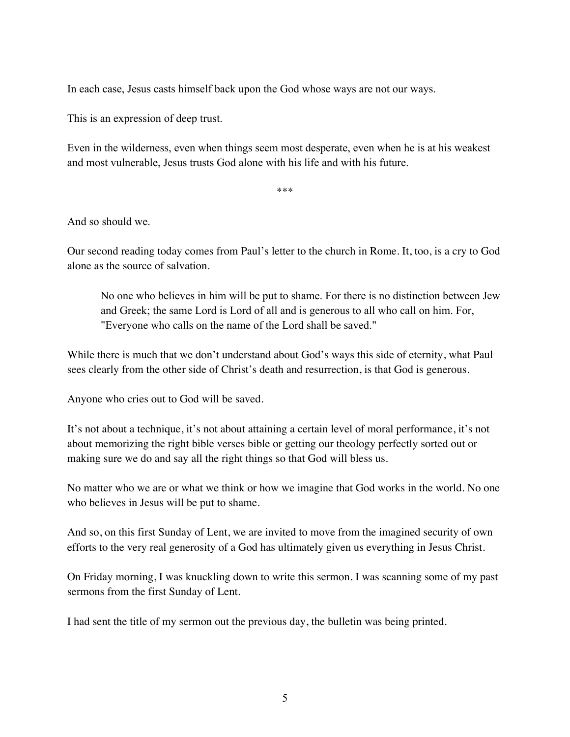In each case, Jesus casts himself back upon the God whose ways are not our ways.

This is an expression of deep trust.

Even in the wilderness, even when things seem most desperate, even when he is at his weakest and most vulnerable, Jesus trusts God alone with his life and with his future.

***

And so should we.

Our second reading today comes from Paul's letter to the church in Rome. It, too, is a cry to God alone as the source of salvation.

> No one who believes in him will be put to shame. For there is no distinction between Jew and Greek; the same Lord is Lord of all and is generous to all who call on him. For, "Everyone who calls on the name of the Lord shall be saved."

While there is much that we don't understand about God's ways this side of eternity, what Paul sees clearly from the other side of Christ's death and resurrection, is that God is generous.

Anyone who cries out to God will be saved.

It's not about a technique, it's not about attaining a certain level of moral performance, it's not about memorizing the right bible verses bible or getting our theology perfectly sorted out or making sure we do and say all the right things so that God will bless us.

No matter who we are or what we think or how we imagine that God works in the world. No one who believes in Jesus will be put to shame.

And so, on this first Sunday of Lent, we are invited to move from the imagined security of own efforts to the very real generosity of a God has ultimately given us everything in Jesus Christ.

On Friday morning, I was knuckling down to write this sermon. I was scanning some of my past sermons from the first Sunday of Lent.

I had sent the title of my sermon out the previous day, the bulletin was being printed.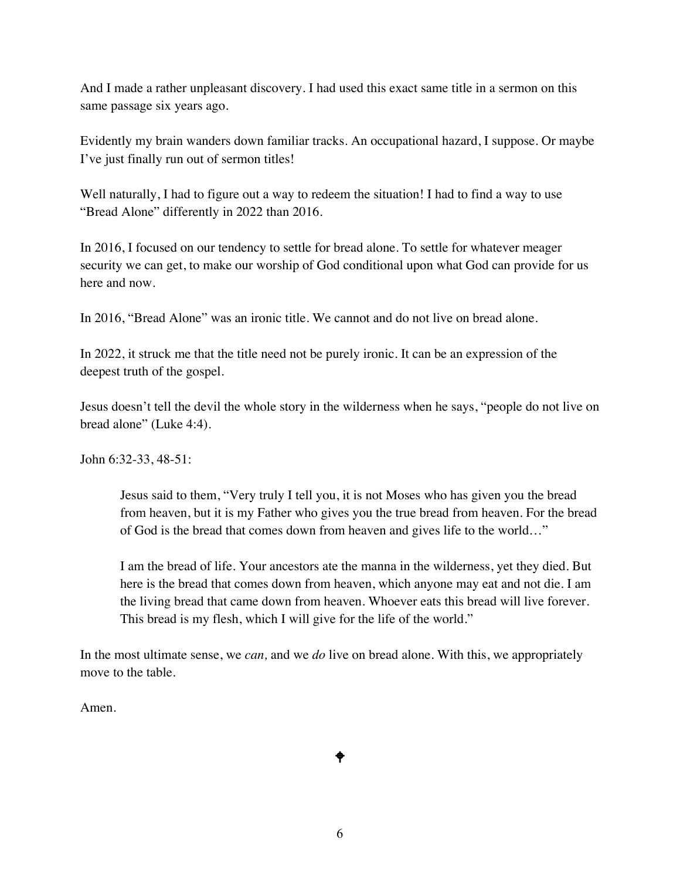And I made a rather unpleasant discovery. I had used this exact same title in a sermon on this same passage six years ago.

Evidently my brain wanders down familiar tracks. An occupational hazard, I suppose. Or maybe I've just finally run out of sermon titles!

Well naturally, I had to figure out a way to redeem the situation! I had to find a way to use "Bread Alone" differently in 2022 than 2016.

In 2016, I focused on our tendency to settle for bread alone. To settle for whatever meager security we can get, to make our worship of God conditional upon what God can provide for us here and now.

In 2016, "Bread Alone" was an ironic title. We cannot and do not live on bread alone.

In 2022, it struck me that the title need not be purely ironic. It can be an expression of the deepest truth of the gospel.

Jesus doesn't tell the devil the whole story in the wilderness when he says, "people do not live on bread alone" (Luke 4:4).

John 6:32-33, 48-51:

> Jesus said to them, "Very truly I tell you, it is not Moses who has given you the bread from heaven, but it is my Father who gives you the true bread from heaven. For the bread of God is the bread that comes down from heaven and gives life to the world…"
>
> I am the bread of life. Your ancestors ate the manna in the wilderness, yet they died. But here is the bread that comes down from heaven, which anyone may eat and not die. I am the living bread that came down from heaven. Whoever eats this bread will live forever. This bread is my flesh, which I will give for the life of the world."

In the most ultimate sense, we *can,* and we *do* live on bread alone. With this, we appropriately move to the table.

Amen.

⌖